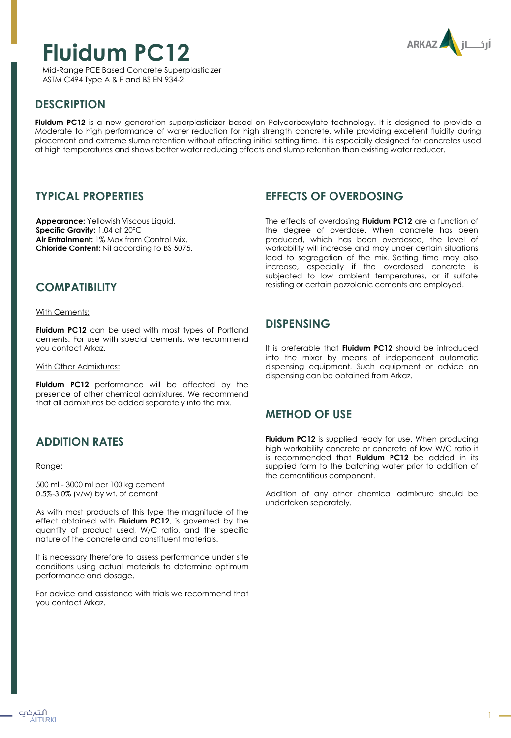# Fluidum PC12

Mid-Range PCE Based Concrete Superplasticizer
ASTM C494 Type A & F and BS EN 934-2

## DESCRIPTION

**Fluidum PC12** is a new generation superplasticizer based on Polycarboxylate technology. It is designed to provide a Moderate to high performance of water reduction for high strength concrete, while providing excellent fluidity during placement and extreme slump retention without affecting initial setting time. It is especially designed for concretes used at high temperatures and shows better water reducing effects and slump retention than existing water reducer.

## TYPICAL PROPERTIES

**Appearance:** Yellowish Viscous Liquid.
**Specific Gravity:** 1.04 at 20°C
**Air Entrainment:** 1% Max from Control Mix.
**Chloride Content:** Nil according to BS 5075.

## COMPATIBILITY

With Cements:

**Fluidum PC12** can be used with most types of Portland cements. For use with special cements, we recommend you contact Arkaz.

With Other Admixtures:

**Fluidum PC12** performance will be affected by the presence of other chemical admixtures. We recommend that all admixtures be added separately into the mix.

## ADDITION RATES

Range:

500 ml - 3000 ml per 100 kg cement
0.5%-3.0% (v/w) by wt. of cement

As with most products of this type the magnitude of the effect obtained with **Fluidum PC12**, is governed by the quantity of product used, W/C ratio, and the specific nature of the concrete and constituent materials.

It is necessary therefore to assess performance under site conditions using actual materials to determine optimum performance and dosage.

For advice and assistance with trials we recommend that you contact Arkaz.

## EFFECTS OF OVERDOSING

The effects of overdosing **Fluidum PC12** are a function of the degree of overdose. When concrete has been produced, which has been overdosed, the level of workability will increase and may under certain situations lead to segregation of the mix. Setting time may also increase, especially if the overdosed concrete is subjected to low ambient temperatures, or if sulfate resisting or certain pozzolanic cements are employed.

## DISPENSING

It is preferable that **Fluidum PC12** should be introduced into the mixer by means of independent automatic dispensing equipment. Such equipment or advice on dispensing can be obtained from Arkaz.

## METHOD OF USE

**Fluidum PC12** is supplied ready for use. When producing high workability concrete or concrete of low W/C ratio it is recommended that **Fluidum PC12** be added in its supplied form to the batching water prior to addition of the cementitious component.

Addition of any other chemical admixture should be undertaken separately.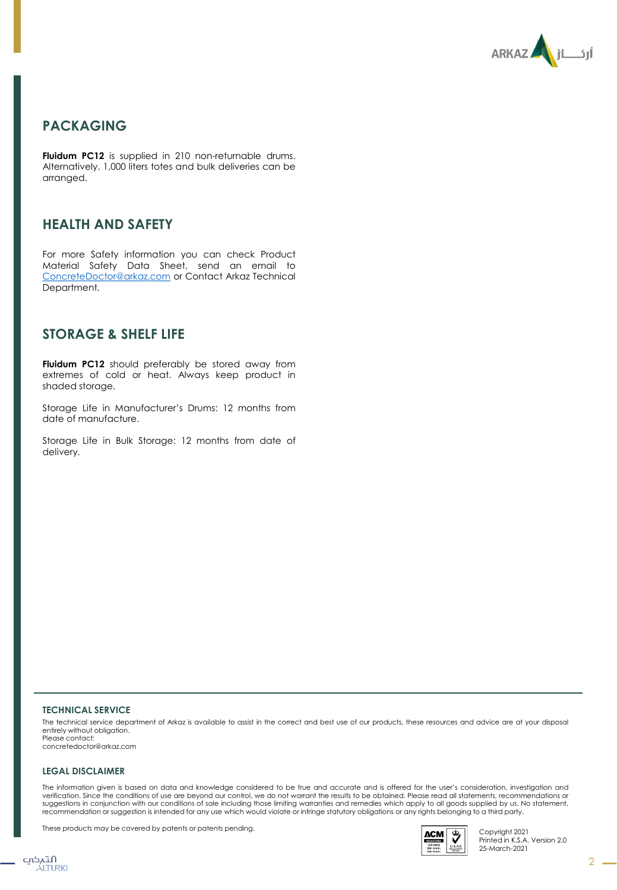## PACKAGING

**Fluidum PC12** is supplied in 210 non-returnable drums. Alternatively, 1,000 liters totes and bulk deliveries can be arranged.

## HEALTH AND SAFETY

For more Safety information you can check Product Material Safety Data Sheet, send an email to ConcreteDoctor@arkaz.com or Contact Arkaz Technical Department.

## STORAGE & SHELF LIFE

**Fluidum PC12** should preferably be stored away from extremes of cold or heat. Always keep product in shaded storage.

Storage Life in Manufacturer's Drums: 12 months from date of manufacture.

Storage Life in Bulk Storage: 12 months from date of delivery.

### TECHNICAL SERVICE

The technical service department of Arkaz is available to assist in the correct and best use of our products, these resources and advice are at your disposal entirely without obligation.
Please contact:
concretedoctor@arkaz.com

### LEGAL DISCLAIMER

The information given is based on data and knowledge considered to be true and accurate and is offered for the user's consideration, investigation and verification. Since the conditions of use are beyond our control, we do not warrant the results to be obtained. Please read all statements, recommendations or suggestions in conjunction with our conditions of sale including those limiting warranties and remedies which apply to all goods supplied by us. No statement, recommendation or suggestion is intended for any use which would violate or infringe statutory obligations or any rights belonging to a third party.

These products may be covered by patents or patents pending.

Copyright 2021
Printed in K.S.A. Version 2.0
25-March-2021